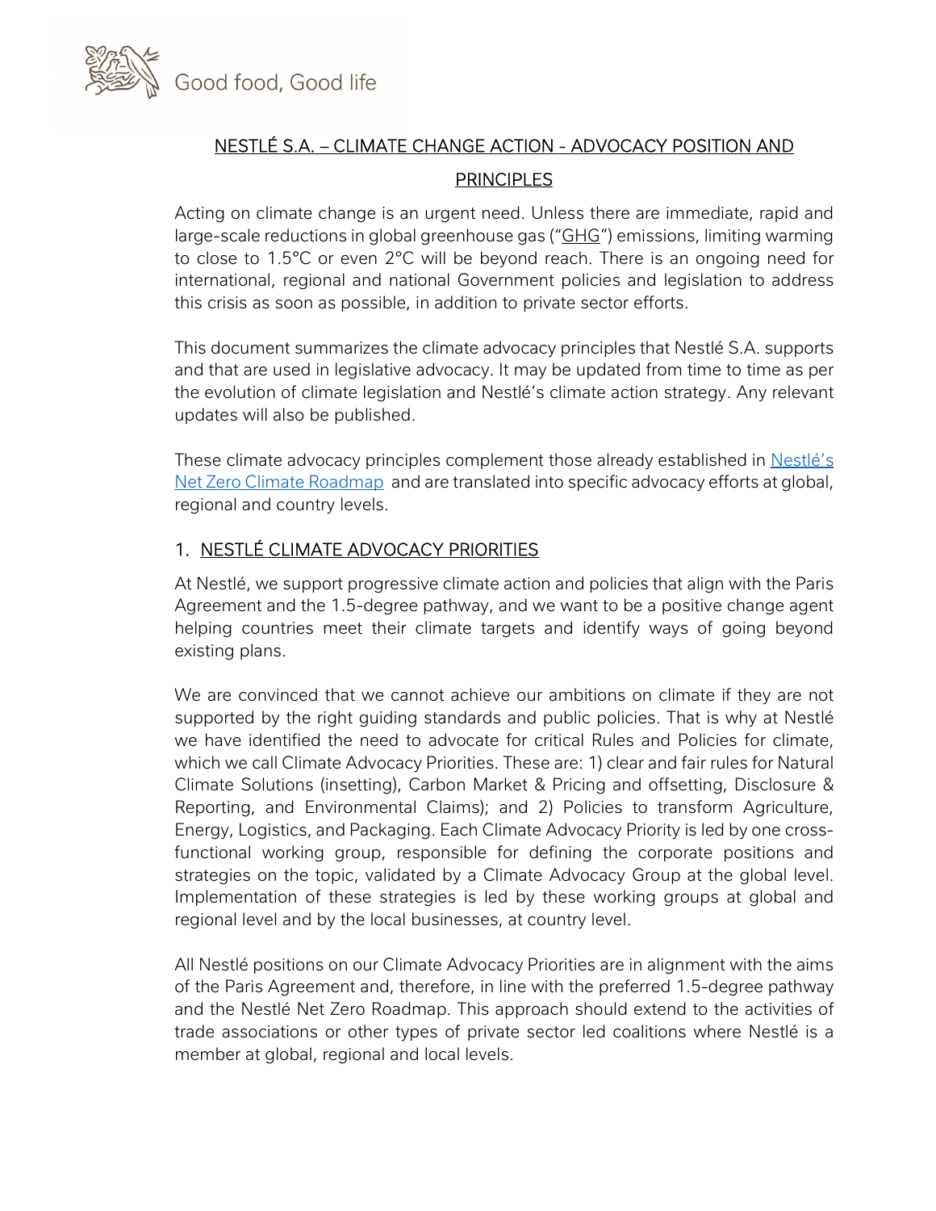# NESTLÉ S.A. – CLIMATE CHANGE ACTION - ADVOCACY POSITION AND PRINCIPLES

Acting on climate change is an urgent need. Unless there are immediate, rapid and large-scale reductions in global greenhouse gas ("GHG") emissions, limiting warming to close to 1.5°C or even 2°C will be beyond reach. There is an ongoing need for international, regional and national Government policies and legislation to address this crisis as soon as possible, in addition to private sector efforts.

This document summarizes the climate advocacy principles that Nestlé S.A. supports and that are used in legislative advocacy. It may be updated from time to time as per the evolution of climate legislation and Nestlé's climate action strategy. Any relevant updates will also be published.

These climate advocacy principles complement those already established in Nestlé's Net Zero Climate Roadmap and are translated into specific advocacy efforts at global, regional and country levels.

## 1. NESTLÉ CLIMATE ADVOCACY PRIORITIES

At Nestlé, we support progressive climate action and policies that align with the Paris Agreement and the 1.5-degree pathway, and we want to be a positive change agent helping countries meet their climate targets and identify ways of going beyond existing plans.

We are convinced that we cannot achieve our ambitions on climate if they are not supported by the right guiding standards and public policies. That is why at Nestlé we have identified the need to advocate for critical Rules and Policies for climate, which we call Climate Advocacy Priorities. These are: 1) clear and fair rules for Natural Climate Solutions (insetting), Carbon Market & Pricing and offsetting, Disclosure & Reporting, and Environmental Claims); and 2) Policies to transform Agriculture, Energy, Logistics, and Packaging. Each Climate Advocacy Priority is led by one cross-functional working group, responsible for defining the corporate positions and strategies on the topic, validated by a Climate Advocacy Group at the global level. Implementation of these strategies is led by these working groups at global and regional level and by the local businesses, at country level.

All Nestlé positions on our Climate Advocacy Priorities are in alignment with the aims of the Paris Agreement and, therefore, in line with the preferred 1.5-degree pathway and the Nestlé Net Zero Roadmap. This approach should extend to the activities of trade associations or other types of private sector led coalitions where Nestlé is a member at global, regional and local levels.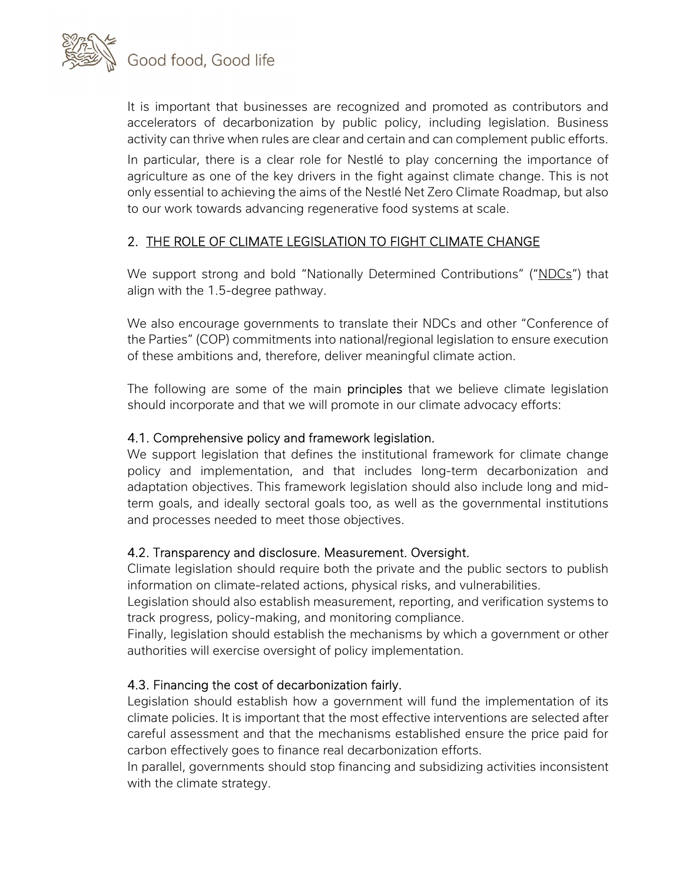It is important that businesses are recognized and promoted as contributors and accelerators of decarbonization by public policy, including legislation. Business activity can thrive when rules are clear and certain and can complement public efforts.

In particular, there is a clear role for Nestlé to play concerning the importance of agriculture as one of the key drivers in the fight against climate change. This is not only essential to achieving the aims of the Nestlé Net Zero Climate Roadmap, but also to our work towards advancing regenerative food systems at scale.

## 2. THE ROLE OF CLIMATE LEGISLATION TO FIGHT CLIMATE CHANGE

We support strong and bold "Nationally Determined Contributions" ("NDCs") that align with the 1.5-degree pathway.

We also encourage governments to translate their NDCs and other "Conference of the Parties" (COP) commitments into national/regional legislation to ensure execution of these ambitions and, therefore, deliver meaningful climate action.

The following are some of the main **principles** that we believe climate legislation should incorporate and that we will promote in our climate advocacy efforts:

### 4.1. Comprehensive policy and framework legislation.

We support legislation that defines the institutional framework for climate change policy and implementation, and that includes long-term decarbonization and adaptation objectives. This framework legislation should also include long and mid-term goals, and ideally sectoral goals too, as well as the governmental institutions and processes needed to meet those objectives.

### 4.2. Transparency and disclosure. Measurement. Oversight.

Climate legislation should require both the private and the public sectors to publish information on climate-related actions, physical risks, and vulnerabilities.

Legislation should also establish measurement, reporting, and verification systems to track progress, policy-making, and monitoring compliance.

Finally, legislation should establish the mechanisms by which a government or other authorities will exercise oversight of policy implementation.

### 4.3. Financing the cost of decarbonization fairly.

Legislation should establish how a government will fund the implementation of its climate policies. It is important that the most effective interventions are selected after careful assessment and that the mechanisms established ensure the price paid for carbon effectively goes to finance real decarbonization efforts.

In parallel, governments should stop financing and subsidizing activities inconsistent with the climate strategy.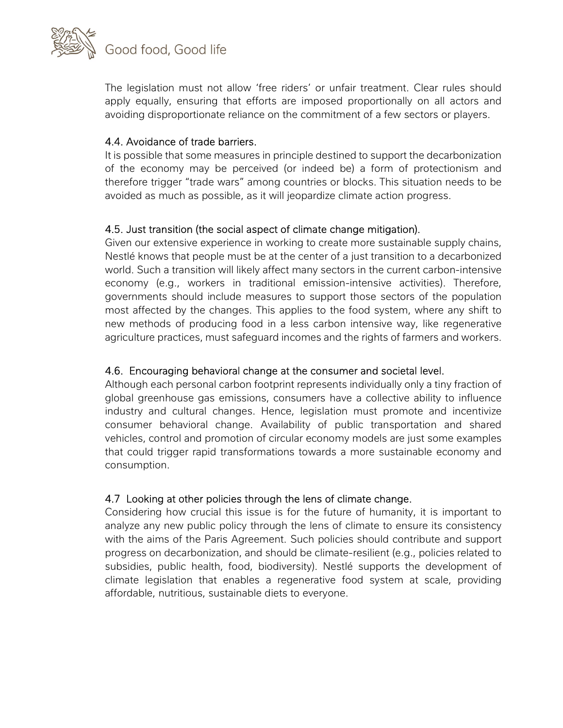The legislation must not allow 'free riders' or unfair treatment. Clear rules should apply equally, ensuring that efforts are imposed proportionally on all actors and avoiding disproportionate reliance on the commitment of a few sectors or players.

### 4.4. Avoidance of trade barriers.

It is possible that some measures in principle destined to support the decarbonization of the economy may be perceived (or indeed be) a form of protectionism and therefore trigger "trade wars" among countries or blocks. This situation needs to be avoided as much as possible, as it will jeopardize climate action progress.

### 4.5. Just transition (the social aspect of climate change mitigation).

Given our extensive experience in working to create more sustainable supply chains, Nestlé knows that people must be at the center of a just transition to a decarbonized world. Such a transition will likely affect many sectors in the current carbon-intensive economy (e.g., workers in traditional emission-intensive activities). Therefore, governments should include measures to support those sectors of the population most affected by the changes. This applies to the food system, where any shift to new methods of producing food in a less carbon intensive way, like regenerative agriculture practices, must safeguard incomes and the rights of farmers and workers.

### 4.6. Encouraging behavioral change at the consumer and societal level.

Although each personal carbon footprint represents individually only a tiny fraction of global greenhouse gas emissions, consumers have a collective ability to influence industry and cultural changes. Hence, legislation must promote and incentivize consumer behavioral change. Availability of public transportation and shared vehicles, control and promotion of circular economy models are just some examples that could trigger rapid transformations towards a more sustainable economy and consumption.

### 4.7 Looking at other policies through the lens of climate change.

Considering how crucial this issue is for the future of humanity, it is important to analyze any new public policy through the lens of climate to ensure its consistency with the aims of the Paris Agreement. Such policies should contribute and support progress on decarbonization, and should be climate-resilient (e.g., policies related to subsidies, public health, food, biodiversity). Nestlé supports the development of climate legislation that enables a regenerative food system at scale, providing affordable, nutritious, sustainable diets to everyone.